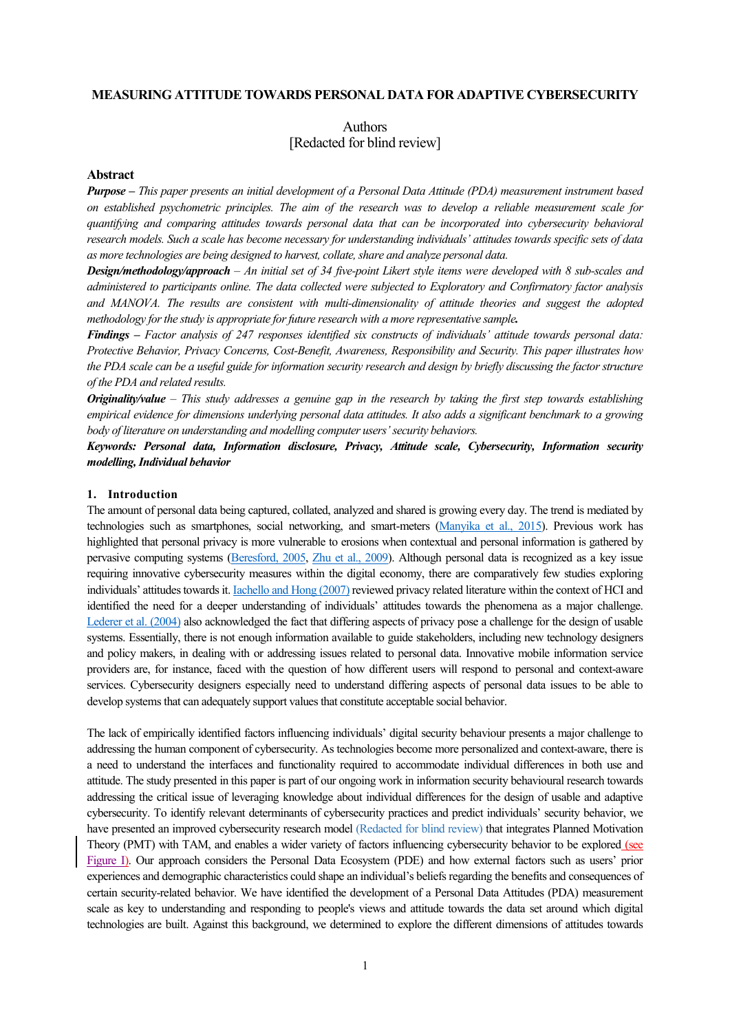# MEASURING ATTITUDE TOWARDS PERSONAL DATA FOR ADAPTIVE CYBERSECURITY

Authors
[Redacted for blind review]

## Abstract

***Purpose*** *– This paper presents an initial development of a Personal Data Attitude (PDA) measurement instrument based on established psychometric principles. The aim of the research was to develop a reliable measurement scale for quantifying and comparing attitudes towards personal data that can be incorporated into cybersecurity behavioral research models. Such a scale has become necessary for understanding individuals' attitudes towards specific sets of data as more technologies are being designed to harvest, collate, share and analyze personal data.*

***Design/methodology/approach*** *– An initial set of 34 five-point Likert style items were developed with 8 sub-scales and administered to participants online. The data collected were subjected to Exploratory and Confirmatory factor analysis and MANOVA. The results are consistent with multi-dimensionality of attitude theories and suggest the adopted methodology for the study is appropriate for future research with a more representative sample.*

***Findings*** *– Factor analysis of 247 responses identified six constructs of individuals' attitude towards personal data: Protective Behavior, Privacy Concerns, Cost-Benefit, Awareness, Responsibility and Security. This paper illustrates how the PDA scale can be a useful guide for information security research and design by briefly discussing the factor structure of the PDA and related results.*

***Originality/value*** *– This study addresses a genuine gap in the research by taking the first step towards establishing empirical evidence for dimensions underlying personal data attitudes. It also adds a significant benchmark to a growing body of literature on understanding and modelling computer users' security behaviors.*

***Keywords: Personal data, Information disclosure, Privacy, Attitude scale, Cybersecurity, Information security modelling, Individual behavior***

## 1. Introduction

The amount of personal data being captured, collated, analyzed and shared is growing every day. The trend is mediated by technologies such as smartphones, social networking, and smart-meters (Manyika et al., 2015). Previous work has highlighted that personal privacy is more vulnerable to erosions when contextual and personal information is gathered by pervasive computing systems (Beresford, 2005, Zhu et al., 2009). Although personal data is recognized as a key issue requiring innovative cybersecurity measures within the digital economy, there are comparatively few studies exploring individuals' attitudes towards it. Iachello and Hong (2007) reviewed privacy related literature within the context of HCI and identified the need for a deeper understanding of individuals' attitudes towards the phenomena as a major challenge. Lederer et al. (2004) also acknowledged the fact that differing aspects of privacy pose a challenge for the design of usable systems. Essentially, there is not enough information available to guide stakeholders, including new technology designers and policy makers, in dealing with or addressing issues related to personal data. Innovative mobile information service providers are, for instance, faced with the question of how different users will respond to personal and context-aware services. Cybersecurity designers especially need to understand differing aspects of personal data issues to be able to develop systems that can adequately support values that constitute acceptable social behavior.

The lack of empirically identified factors influencing individuals' digital security behaviour presents a major challenge to addressing the human component of cybersecurity. As technologies become more personalized and context-aware, there is a need to understand the interfaces and functionality required to accommodate individual differences in both use and attitude. The study presented in this paper is part of our ongoing work in information security behavioural research towards addressing the critical issue of leveraging knowledge about individual differences for the design of usable and adaptive cybersecurity. To identify relevant determinants of cybersecurity practices and predict individuals' security behavior, we have presented an improved cybersecurity research model (Redacted for blind review) that integrates Planned Motivation Theory (PMT) with TAM, and enables a wider variety of factors influencing cybersecurity behavior to be explored (see Figure I). Our approach considers the Personal Data Ecosystem (PDE) and how external factors such as users' prior experiences and demographic characteristics could shape an individual's beliefs regarding the benefits and consequences of certain security-related behavior. We have identified the development of a Personal Data Attitudes (PDA) measurement scale as key to understanding and responding to people's views and attitude towards the data set around which digital technologies are built. Against this background, we determined to explore the different dimensions of attitudes towards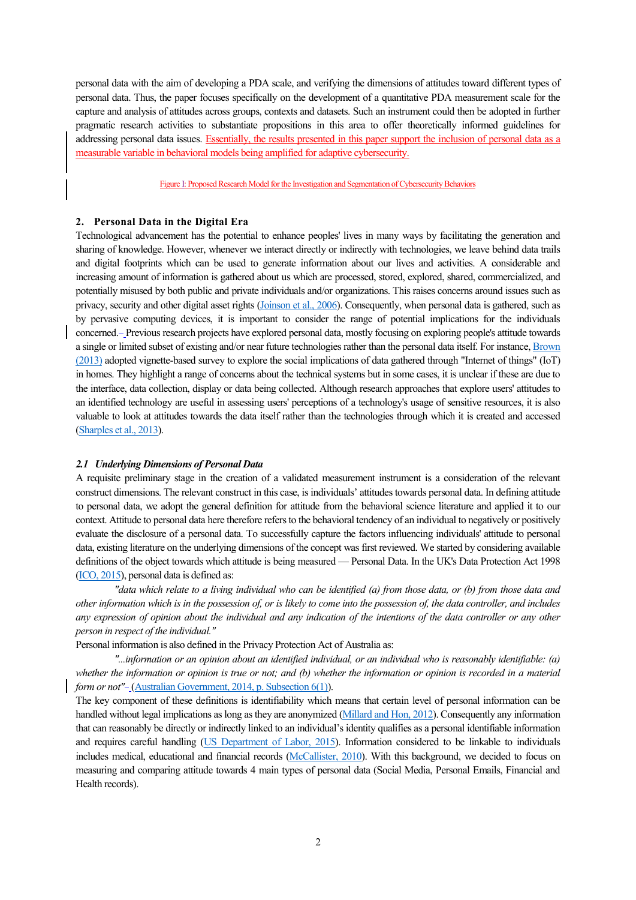personal data with the aim of developing a PDA scale, and verifying the dimensions of attitudes toward different types of personal data. Thus, the paper focuses specifically on the development of a quantitative PDA measurement scale for the capture and analysis of attitudes across groups, contexts and datasets. Such an instrument could then be adopted in further pragmatic research activities to substantiate propositions in this area to offer theoretically informed guidelines for addressing personal data issues. Essentially, the results presented in this paper support the inclusion of personal data as a measurable variable in behavioral models being amplified for adaptive cybersecurity.

Figure I: Proposed Research Model for the Investigation and Segmentation of Cybersecurity Behaviors

## 2. Personal Data in the Digital Era

Technological advancement has the potential to enhance peoples' lives in many ways by facilitating the generation and sharing of knowledge. However, whenever we interact directly or indirectly with technologies, we leave behind data trails and digital footprints which can be used to generate information about our lives and activities. A considerable and increasing amount of information is gathered about us which are processed, stored, explored, shared, commercialized, and potentially misused by both public and private individuals and/or organizations. This raises concerns around issues such as privacy, security and other digital asset rights (Joinson et al., 2006). Consequently, when personal data is gathered, such as by pervasive computing devices, it is important to consider the range of potential implications for the individuals concerned. Previous research projects have explored personal data, mostly focusing on exploring people's attitude towards a single or limited subset of existing and/or near future technologies rather than the personal data itself. For instance, Brown (2013) adopted vignette-based survey to explore the social implications of data gathered through "Internet of things" (IoT) in homes. They highlight a range of concerns about the technical systems but in some cases, it is unclear if these are due to the interface, data collection, display or data being collected. Although research approaches that explore users' attitudes to an identified technology are useful in assessing users' perceptions of a technology's usage of sensitive resources, it is also valuable to look at attitudes towards the data itself rather than the technologies through which it is created and accessed (Sharples et al., 2013).

### 2.1 Underlying Dimensions of Personal Data

A requisite preliminary stage in the creation of a validated measurement instrument is a consideration of the relevant construct dimensions. The relevant construct in this case, is individuals' attitudes towards personal data. In defining attitude to personal data, we adopt the general definition for attitude from the behavioral science literature and applied it to our context. Attitude to personal data here therefore refers to the behavioral tendency of an individual to negatively or positively evaluate the disclosure of a personal data. To successfully capture the factors influencing individuals' attitude to personal data, existing literature on the underlying dimensions of the concept was first reviewed. We started by considering available definitions of the object towards which attitude is being measured — Personal Data. In the UK's Data Protection Act 1998 (ICO, 2015), personal data is defined as:

*"data which relate to a living individual who can be identified (a) from those data, or (b) from those data and other information which is in the possession of, or is likely to come into the possession of, the data controller, and includes any expression of opinion about the individual and any indication of the intentions of the data controller or any other person in respect of the individual."*

Personal information is also defined in the Privacy Protection Act of Australia as:

*"...information or an opinion about an identified individual, or an individual who is reasonably identifiable: (a) whether the information or opinion is true or not; and (b) whether the information or opinion is recorded in a material form or not"* (Australian Government, 2014, p. Subsection 6(1)).

The key component of these definitions is identifiability which means that certain level of personal information can be handled without legal implications as long as they are anonymized (Millard and Hon, 2012). Consequently any information that can reasonably be directly or indirectly linked to an individual's identity qualifies as a personal identifiable information and requires careful handling (US Department of Labor, 2015). Information considered to be linkable to individuals includes medical, educational and financial records (McCallister, 2010). With this background, we decided to focus on measuring and comparing attitude towards 4 main types of personal data (Social Media, Personal Emails, Financial and Health records).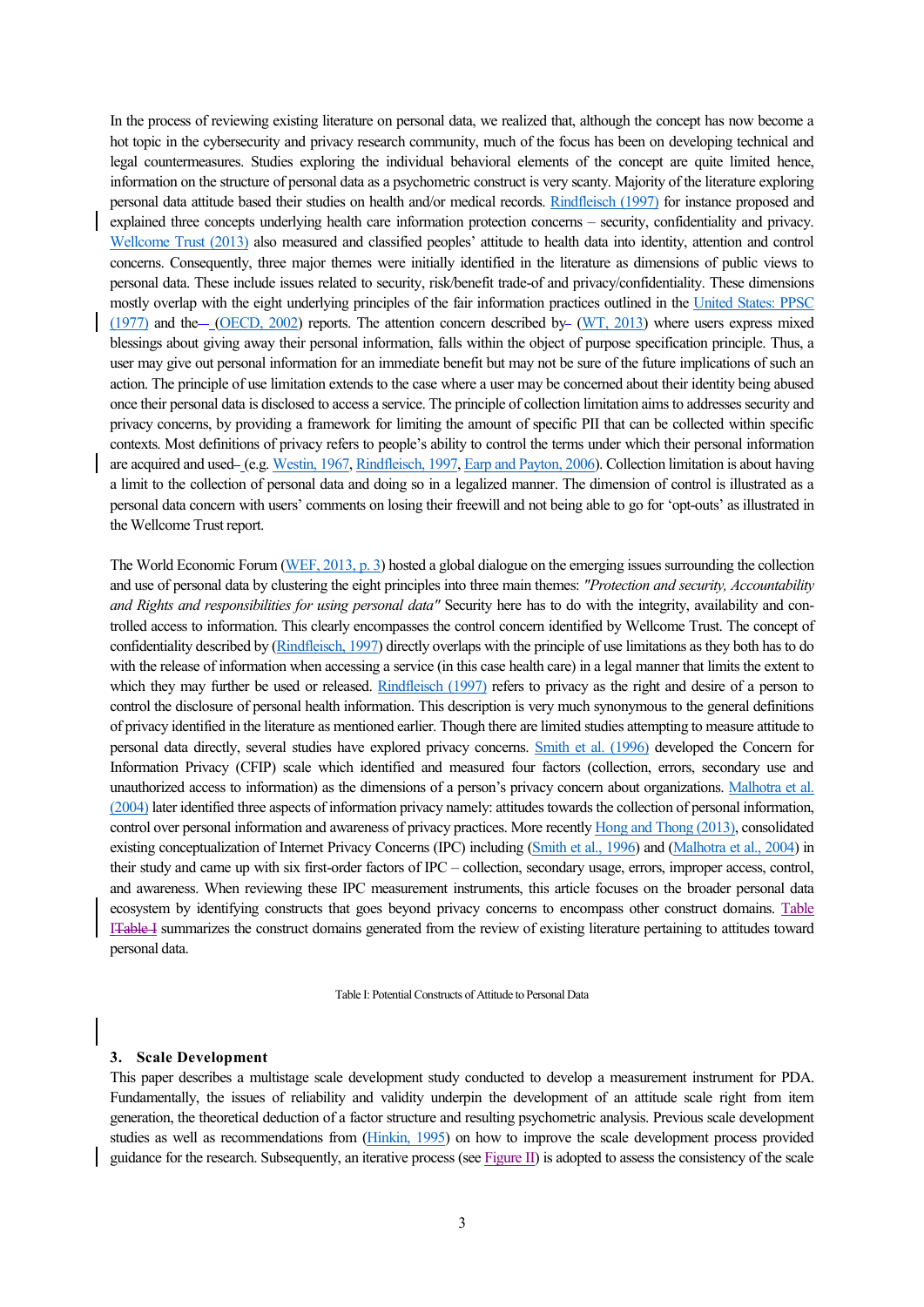In the process of reviewing existing literature on personal data, we realized that, although the concept has now become a hot topic in the cybersecurity and privacy research community, much of the focus has been on developing technical and legal countermeasures. Studies exploring the individual behavioral elements of the concept are quite limited hence, information on the structure of personal data as a psychometric construct is very scanty. Majority of the literature exploring personal data attitude based their studies on health and/or medical records. Rindfleisch (1997) for instance proposed and explained three concepts underlying health care information protection concerns – security, confidentiality and privacy. Wellcome Trust (2013) also measured and classified peoples' attitude to health data into identity, attention and control concerns. Consequently, three major themes were initially identified in the literature as dimensions of public views to personal data. These include issues related to security, risk/benefit trade-of and privacy/confidentiality. These dimensions mostly overlap with the eight underlying principles of the fair information practices outlined in the United States: PPSC (1977) and the (OECD, 2002) reports. The attention concern described by (WT, 2013) where users express mixed blessings about giving away their personal information, falls within the object of purpose specification principle. Thus, a user may give out personal information for an immediate benefit but may not be sure of the future implications of such an action. The principle of use limitation extends to the case where a user may be concerned about their identity being abused once their personal data is disclosed to access a service. The principle of collection limitation aims to addresses security and privacy concerns, by providing a framework for limiting the amount of specific PII that can be collected within specific contexts. Most definitions of privacy refers to people's ability to control the terms under which their personal information are acquired and used (e.g. Westin, 1967, Rindfleisch, 1997, Earp and Payton, 2006). Collection limitation is about having a limit to the collection of personal data and doing so in a legalized manner. The dimension of control is illustrated as a personal data concern with users' comments on losing their freewill and not being able to go for 'opt-outs' as illustrated in the Wellcome Trust report.

The World Economic Forum (WEF, 2013, p. 3) hosted a global dialogue on the emerging issues surrounding the collection and use of personal data by clustering the eight principles into three main themes: *"Protection and security, Accountability and Rights and responsibilities for using personal data"* Security here has to do with the integrity, availability and controlled access to information. This clearly encompasses the control concern identified by Wellcome Trust. The concept of confidentiality described by (Rindfleisch, 1997) directly overlaps with the principle of use limitations as they both has to do with the release of information when accessing a service (in this case health care) in a legal manner that limits the extent to which they may further be used or released. Rindfleisch (1997) refers to privacy as the right and desire of a person to control the disclosure of personal health information. This description is very much synonymous to the general definitions of privacy identified in the literature as mentioned earlier. Though there are limited studies attempting to measure attitude to personal data directly, several studies have explored privacy concerns. Smith et al. (1996) developed the Concern for Information Privacy (CFIP) scale which identified and measured four factors (collection, errors, secondary use and unauthorized access to information) as the dimensions of a person's privacy concern about organizations. Malhotra et al. (2004) later identified three aspects of information privacy namely: attitudes towards the collection of personal information, control over personal information and awareness of privacy practices. More recently Hong and Thong (2013), consolidated existing conceptualization of Internet Privacy Concerns (IPC) including (Smith et al., 1996) and (Malhotra et al., 2004) in their study and came up with six first-order factors of IPC – collection, secondary usage, errors, improper access, control, and awareness. When reviewing these IPC measurement instruments, this article focuses on the broader personal data ecosystem by identifying constructs that goes beyond privacy concerns to encompass other construct domains. Table I summarizes the construct domains generated from the review of existing literature pertaining to attitudes toward personal data.

Table I: Potential Constructs of Attitude to Personal Data

## 3. Scale Development

This paper describes a multistage scale development study conducted to develop a measurement instrument for PDA. Fundamentally, the issues of reliability and validity underpin the development of an attitude scale right from item generation, the theoretical deduction of a factor structure and resulting psychometric analysis. Previous scale development studies as well as recommendations from (Hinkin, 1995) on how to improve the scale development process provided guidance for the research. Subsequently, an iterative process (see Figure II) is adopted to assess the consistency of the scale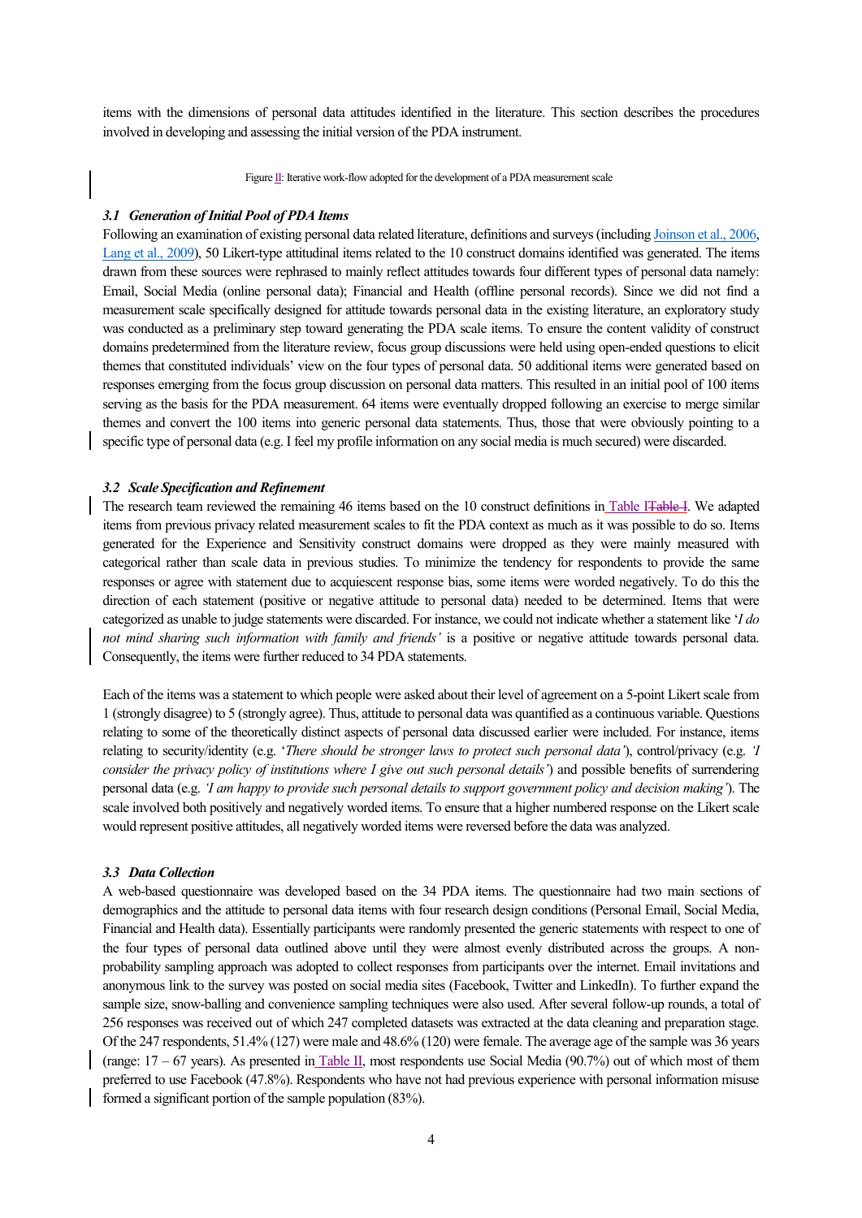items with the dimensions of personal data attitudes identified in the literature. This section describes the procedures involved in developing and assessing the initial version of the PDA instrument.

Figure II: Iterative work-flow adopted for the development of a PDA measurement scale

### *3.1 Generation of Initial Pool of PDA Items*

Following an examination of existing personal data related literature, definitions and surveys (including Joinson et al., 2006, Lang et al., 2009), 50 Likert-type attitudinal items related to the 10 construct domains identified was generated. The items drawn from these sources were rephrased to mainly reflect attitudes towards four different types of personal data namely: Email, Social Media (online personal data); Financial and Health (offline personal records). Since we did not find a measurement scale specifically designed for attitude towards personal data in the existing literature, an exploratory study was conducted as a preliminary step toward generating the PDA scale items. To ensure the content validity of construct domains predetermined from the literature review, focus group discussions were held using open-ended questions to elicit themes that constituted individuals' view on the four types of personal data. 50 additional items were generated based on responses emerging from the focus group discussion on personal data matters. This resulted in an initial pool of 100 items serving as the basis for the PDA measurement. 64 items were eventually dropped following an exercise to merge similar themes and convert the 100 items into generic personal data statements. Thus, those that were obviously pointing to a specific type of personal data (e.g. I feel my profile information on any social media is much secured) were discarded.

### *3.2 Scale Specification and Refinement*

The research team reviewed the remaining 46 items based on the 10 construct definitions in Table I~~Table I~~. We adapted items from previous privacy related measurement scales to fit the PDA context as much as it was possible to do so. Items generated for the Experience and Sensitivity construct domains were dropped as they were mainly measured with categorical rather than scale data in previous studies. To minimize the tendency for respondents to provide the same responses or agree with statement due to acquiescent response bias, some items were worded negatively. To do this the direction of each statement (positive or negative attitude to personal data) needed to be determined. Items that were categorized as unable to judge statements were discarded. For instance, we could not indicate whether a statement like '*I do not mind sharing such information with family and friends'* is a positive or negative attitude towards personal data. Consequently, the items were further reduced to 34 PDA statements.

Each of the items was a statement to which people were asked about their level of agreement on a 5-point Likert scale from 1 (strongly disagree) to 5 (strongly agree). Thus, attitude to personal data was quantified as a continuous variable. Questions relating to some of the theoretically distinct aspects of personal data discussed earlier were included. For instance, items relating to security/identity (e.g. '*There should be stronger laws to protect such personal data'*), control/privacy (e.g. *'I consider the privacy policy of institutions where I give out such personal details'*) and possible benefits of surrendering personal data (e.g. *'I am happy to provide such personal details to support government policy and decision making'*). The scale involved both positively and negatively worded items. To ensure that a higher numbered response on the Likert scale would represent positive attitudes, all negatively worded items were reversed before the data was analyzed.

### *3.3 Data Collection*

A web-based questionnaire was developed based on the 34 PDA items. The questionnaire had two main sections of demographics and the attitude to personal data items with four research design conditions (Personal Email, Social Media, Financial and Health data). Essentially participants were randomly presented the generic statements with respect to one of the four types of personal data outlined above until they were almost evenly distributed across the groups. A non-probability sampling approach was adopted to collect responses from participants over the internet. Email invitations and anonymous link to the survey was posted on social media sites (Facebook, Twitter and LinkedIn). To further expand the sample size, snow-balling and convenience sampling techniques were also used. After several follow-up rounds, a total of 256 responses was received out of which 247 completed datasets was extracted at the data cleaning and preparation stage. Of the 247 respondents, 51.4% (127) were male and 48.6% (120) were female. The average age of the sample was 36 years (range: 17 – 67 years). As presented in Table II, most respondents use Social Media (90.7%) out of which most of them preferred to use Facebook (47.8%). Respondents who have not had previous experience with personal information misuse formed a significant portion of the sample population (83%).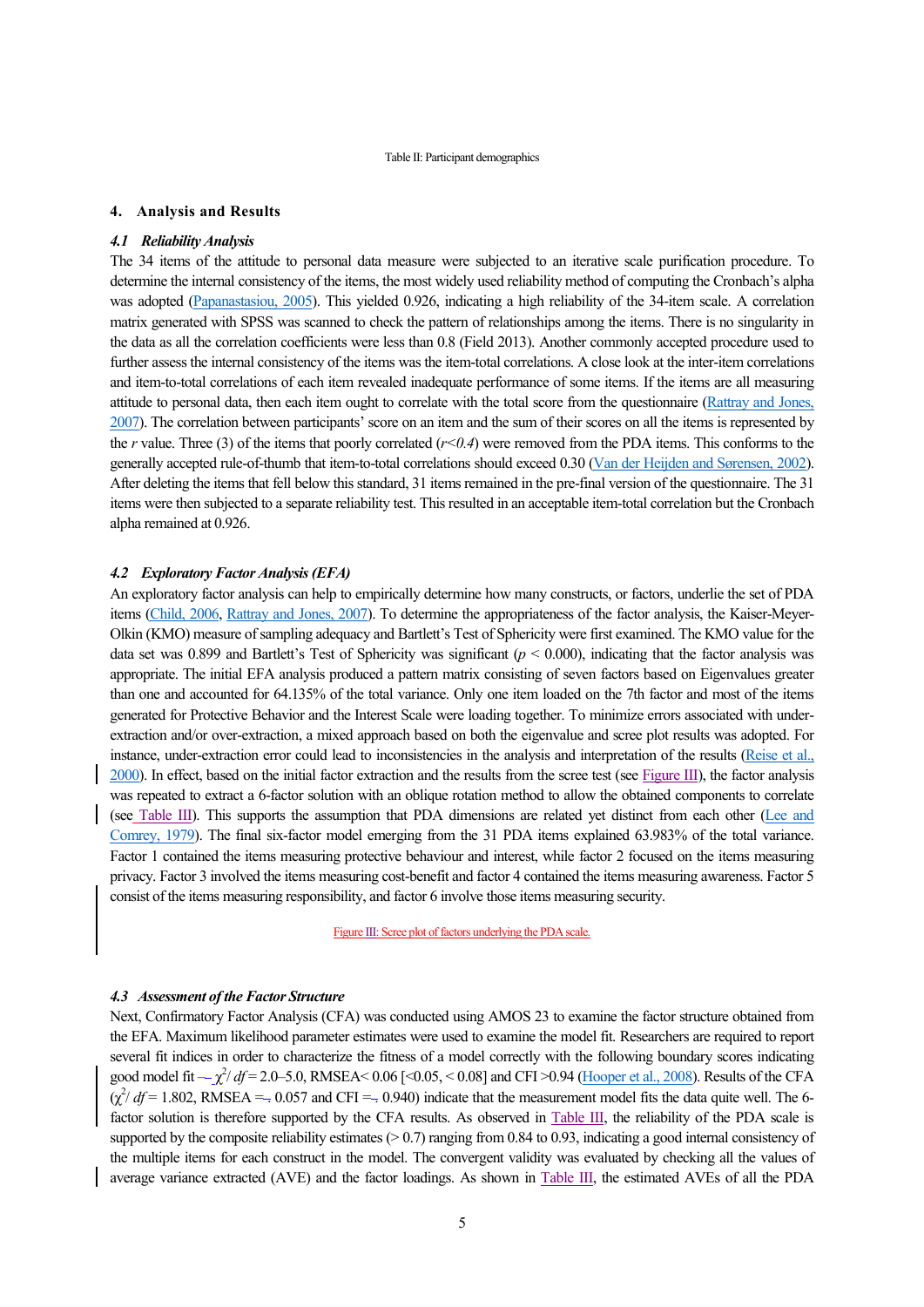Table II: Participant demographics

## 4. Analysis and Results

### *4.1 Reliability Analysis*

The 34 items of the attitude to personal data measure were subjected to an iterative scale purification procedure. To determine the internal consistency of the items, the most widely used reliability method of computing the Cronbach's alpha was adopted (Papanastasiou, 2005). This yielded 0.926, indicating a high reliability of the 34-item scale. A correlation matrix generated with SPSS was scanned to check the pattern of relationships among the items. There is no singularity in the data as all the correlation coefficients were less than 0.8 (Field 2013). Another commonly accepted procedure used to further assess the internal consistency of the items was the item-total correlations. A close look at the inter-item correlations and item-to-total correlations of each item revealed inadequate performance of some items. If the items are all measuring attitude to personal data, then each item ought to correlate with the total score from the questionnaire (Rattray and Jones, 2007). The correlation between participants' score on an item and the sum of their scores on all the items is represented by the *r* value. Three (3) of the items that poorly correlated ($r<0.4$) were removed from the PDA items. This conforms to the generally accepted rule-of-thumb that item-to-total correlations should exceed 0.30 (Van der Heijden and Sørensen, 2002). After deleting the items that fell below this standard, 31 items remained in the pre-final version of the questionnaire. The 31 items were then subjected to a separate reliability test. This resulted in an acceptable item-total correlation but the Cronbach alpha remained at 0.926.

### *4.2 Exploratory Factor Analysis (EFA)*

An exploratory factor analysis can help to empirically determine how many constructs, or factors, underlie the set of PDA items (Child, 2006, Rattray and Jones, 2007). To determine the appropriateness of the factor analysis, the Kaiser-Meyer-Olkin (KMO) measure of sampling adequacy and Bartlett's Test of Sphericity were first examined. The KMO value for the data set was 0.899 and Bartlett's Test of Sphericity was significant ($p < 0.000$), indicating that the factor analysis was appropriate. The initial EFA analysis produced a pattern matrix consisting of seven factors based on Eigenvalues greater than one and accounted for 64.135% of the total variance. Only one item loaded on the 7th factor and most of the items generated for Protective Behavior and the Interest Scale were loading together. To minimize errors associated with under-extraction and/or over-extraction, a mixed approach based on both the eigenvalue and scree plot results was adopted. For instance, under-extraction error could lead to inconsistencies in the analysis and interpretation of the results (Reise et al., 2000). In effect, based on the initial factor extraction and the results from the scree test (see Figure III), the factor analysis was repeated to extract a 6-factor solution with an oblique rotation method to allow the obtained components to correlate (see Table III). This supports the assumption that PDA dimensions are related yet distinct from each other (Lee and Comrey, 1979). The final six-factor model emerging from the 31 PDA items explained 63.983% of the total variance. Factor 1 contained the items measuring protective behaviour and interest, while factor 2 focused on the items measuring privacy. Factor 3 involved the items measuring cost-benefit and factor 4 contained the items measuring awareness. Factor 5 consist of the items measuring responsibility, and factor 6 involve those items measuring security.

Figure III: Scree plot of factors underlying the PDA scale.

### *4.3 Assessment of the Factor Structure*

Next, Confirmatory Factor Analysis (CFA) was conducted using AMOS 23 to examine the factor structure obtained from the EFA. Maximum likelihood parameter estimates were used to examine the model fit. Researchers are required to report several fit indices in order to characterize the fitness of a model correctly with the following boundary scores indicating good model fit — $\chi^2/df$ = 2.0–5.0, RMSEA< 0.06 [<0.05, < 0.08] and CFI >0.94 (Hooper et al., 2008). Results of the CFA ($\chi^2/df$ = 1.802, RMSEA = 0.057 and CFI = 0.940) indicate that the measurement model fits the data quite well. The 6-factor solution is therefore supported by the CFA results. As observed in Table III, the reliability of the PDA scale is supported by the composite reliability estimates (> 0.7) ranging from 0.84 to 0.93, indicating a good internal consistency of the multiple items for each construct in the model. The convergent validity was evaluated by checking all the values of average variance extracted (AVE) and the factor loadings. As shown in Table III, the estimated AVEs of all the PDA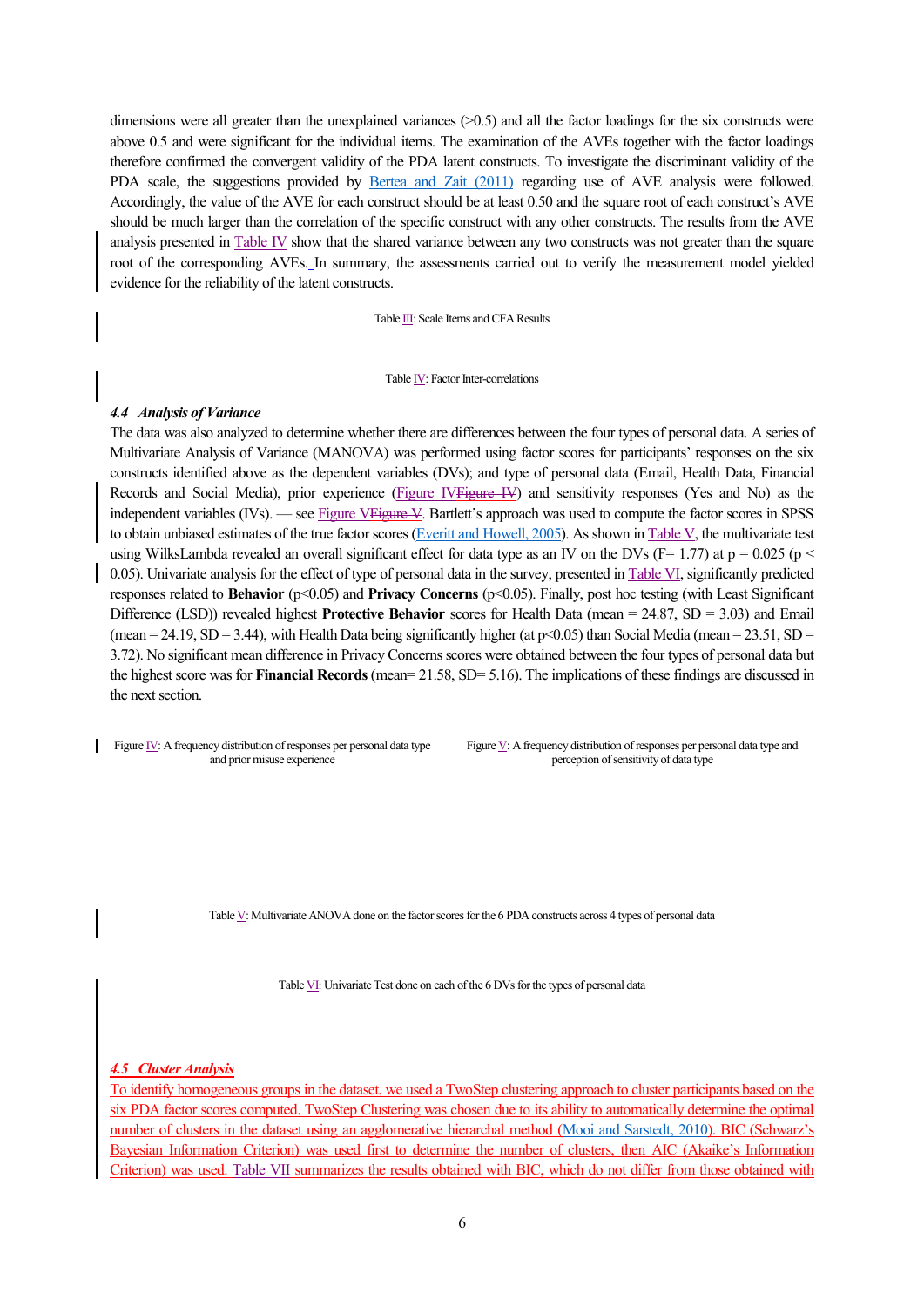dimensions were all greater than the unexplained variances (>0.5) and all the factor loadings for the six constructs were above 0.5 and were significant for the individual items. The examination of the AVEs together with the factor loadings therefore confirmed the convergent validity of the PDA latent constructs. To investigate the discriminant validity of the PDA scale, the suggestions provided by Bertea and Zait (2011) regarding use of AVE analysis were followed. Accordingly, the value of the AVE for each construct should be at least 0.50 and the square root of each construct's AVE should be much larger than the correlation of the specific construct with any other constructs. The results from the AVE analysis presented in Table IV show that the shared variance between any two constructs was not greater than the square root of the corresponding AVEs. In summary, the assessments carried out to verify the measurement model yielded evidence for the reliability of the latent constructs.

Table III: Scale Items and CFA Results

Table IV: Factor Inter-correlations

### *4.4 Analysis of Variance*

The data was also analyzed to determine whether there are differences between the four types of personal data. A series of Multivariate Analysis of Variance (MANOVA) was performed using factor scores for participants' responses on the six constructs identified above as the dependent variables (DVs); and type of personal data (Email, Health Data, Financial Records and Social Media), prior experience (Figure IV~~Figure IV~~) and sensitivity responses (Yes and No) as the independent variables (IVs). — see Figure V~~Figure V~~. Bartlett's approach was used to compute the factor scores in SPSS to obtain unbiased estimates of the true factor scores (Everitt and Howell, 2005). As shown in Table V, the multivariate test using WilksLambda revealed an overall significant effect for data type as an IV on the DVs ($F = 1.77$) at $p = 0.025$ ($p < 0.05$). Univariate analysis for the effect of type of personal data in the survey, presented in Table VI, significantly predicted responses related to **Behavior** ($p<0.05$) and **Privacy Concerns** ($p<0.05$). Finally, post hoc testing (with Least Significant Difference (LSD)) revealed highest **Protective Behavior** scores for Health Data (mean = 24.87, SD = 3.03) and Email (mean = 24.19, SD = 3.44), with Health Data being significantly higher (at $p<0.05$) than Social Media (mean = 23.51, SD = 3.72). No significant mean difference in Privacy Concerns scores were obtained between the four types of personal data but the highest score was for **Financial Records** (mean= 21.58, SD= 5.16). The implications of these findings are discussed in the next section.

Figure IV: A frequency distribution of responses per personal data type and prior misuse experience

Figure V: A frequency distribution of responses per personal data type and perception of sensitivity of data type

Table V: Multivariate ANOVA done on the factor scores for the 6 PDA constructs across 4 types of personal data

Table VI: Univariate Test done on each of the 6 DVs for the types of personal data

### *4.5 Cluster Analysis*

To identify homogeneous groups in the dataset, we used a TwoStep clustering approach to cluster participants based on the six PDA factor scores computed. TwoStep Clustering was chosen due to its ability to automatically determine the optimal number of clusters in the dataset using an agglomerative hierarchical method (Mooi and Sarstedt, 2010). BIC (Schwarz's Bayesian Information Criterion) was used first to determine the number of clusters, then AIC (Akaike's Information Criterion) was used. Table VII summarizes the results obtained with BIC, which do not differ from those obtained with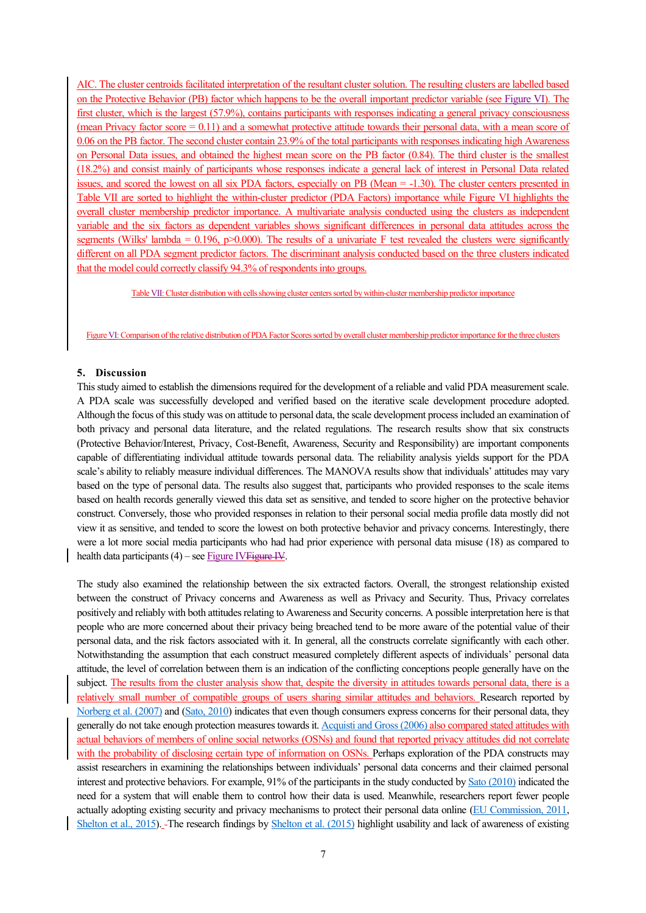AIC. The cluster centroids facilitated interpretation of the resultant cluster solution. The resulting clusters are labelled based on the Protective Behavior (PB) factor which happens to be the overall important predictor variable (see Figure VI). The first cluster, which is the largest (57.9%), contains participants with responses indicating a general privacy consciousness (mean Privacy factor score = 0.11) and a somewhat protective attitude towards their personal data, with a mean score of 0.06 on the PB factor. The second cluster contain 23.9% of the total participants with responses indicating high Awareness on Personal Data issues, and obtained the highest mean score on the PB factor (0.84). The third cluster is the smallest (18.2%) and consist mainly of participants whose responses indicate a general lack of interest in Personal Data related issues, and scored the lowest on all six PDA factors, especially on PB (Mean = -1.30). The cluster centers presented in Table VII are sorted to highlight the within-cluster predictor (PDA Factors) importance while Figure VI highlights the overall cluster membership predictor importance. A multivariate analysis conducted using the clusters as independent variable and the six factors as dependent variables shows significant differences in personal data attitudes across the segments (Wilks' lambda = 0.196, p>0.000). The results of a univariate F test revealed the clusters were significantly different on all PDA segment predictor factors. The discriminant analysis conducted based on the three clusters indicated that the model could correctly classify 94.3% of respondents into groups.

Table VII: Cluster distribution with cells showing cluster centers sorted by within-cluster membership predictor importance

Figure VI: Comparison of the relative distribution of PDA Factor Scores sorted by overall cluster membership predictor importance for the three clusters

## 5. Discussion

This study aimed to establish the dimensions required for the development of a reliable and valid PDA measurement scale. A PDA scale was successfully developed and verified based on the iterative scale development procedure adopted. Although the focus of this study was on attitude to personal data, the scale development process included an examination of both privacy and personal data literature, and the related regulations. The research results show that six constructs (Protective Behavior/Interest, Privacy, Cost-Benefit, Awareness, Security and Responsibility) are important components capable of differentiating individual attitude towards personal data. The reliability analysis yields support for the PDA scale's ability to reliably measure individual differences. The MANOVA results show that individuals' attitudes may vary based on the type of personal data. The results also suggest that, participants who provided responses to the scale items based on health records generally viewed this data set as sensitive, and tended to score higher on the protective behavior construct. Conversely, those who provided responses in relation to their personal social media profile data mostly did not view it as sensitive, and tended to score the lowest on both protective behavior and privacy concerns. Interestingly, there were a lot more social media participants who had had prior experience with personal data misuse (18) as compared to health data participants (4) – see Figure IV.

The study also examined the relationship between the six extracted factors. Overall, the strongest relationship existed between the construct of Privacy concerns and Awareness as well as Privacy and Security. Thus, Privacy correlates positively and reliably with both attitudes relating to Awareness and Security concerns. A possible interpretation here is that people who are more concerned about their privacy being breached tend to be more aware of the potential value of their personal data, and the risk factors associated with it. In general, all the constructs correlate significantly with each other. Notwithstanding the assumption that each construct measured completely different aspects of individuals' personal data attitude, the level of correlation between them is an indication of the conflicting conceptions people generally have on the subject. The results from the cluster analysis show that, despite the diversity in attitudes towards personal data, there is a relatively small number of compatible groups of users sharing similar attitudes and behaviors. Research reported by Norberg et al. (2007) and (Sato, 2010) indicates that even though consumers express concerns for their personal data, they generally do not take enough protection measures towards it. Acquisti and Gross (2006) also compared stated attitudes with actual behaviors of members of online social networks (OSNs) and found that reported privacy attitudes did not correlate with the probability of disclosing certain type of information on OSNs. Perhaps exploration of the PDA constructs may assist researchers in examining the relationships between individuals' personal data concerns and their claimed personal interest and protective behaviors. For example, 91% of the participants in the study conducted by Sato (2010) indicated the need for a system that will enable them to control how their data is used. Meanwhile, researchers report fewer people actually adopting existing security and privacy mechanisms to protect their personal data online (EU Commission, 2011, Shelton et al., 2015). The research findings by Shelton et al. (2015) highlight usability and lack of awareness of existing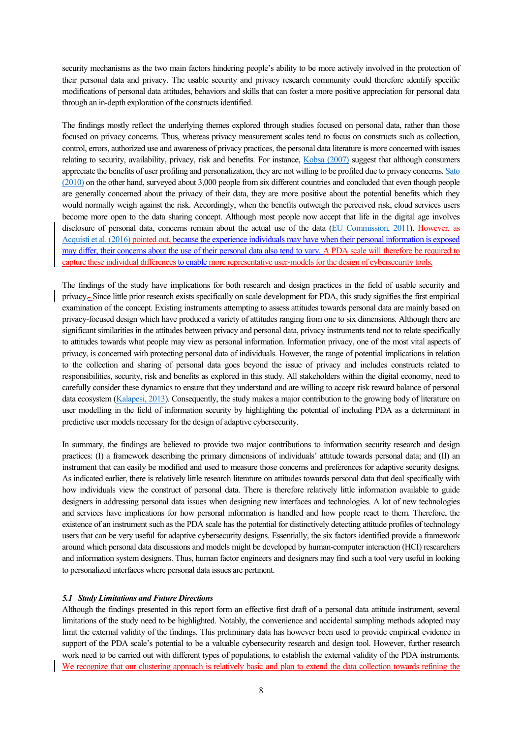security mechanisms as the two main factors hindering people's ability to be more actively involved in the protection of their personal data and privacy. The usable security and privacy research community could therefore identify specific modifications of personal data attitudes, behaviors and skills that can foster a more positive appreciation for personal data through an in-depth exploration of the constructs identified.

The findings mostly reflect the underlying themes explored through studies focused on personal data, rather than those focused on privacy concerns. Thus, whereas privacy measurement scales tend to focus on constructs such as collection, control, errors, authorized use and awareness of privacy practices, the personal data literature is more concerned with issues relating to security, availability, privacy, risk and benefits. For instance, Kobsa (2007) suggest that although consumers appreciate the benefits of user profiling and personalization, they are not willing to be profiled due to privacy concerns. Sato (2010) on the other hand, surveyed about 3,000 people from six different countries and concluded that even though people are generally concerned about the privacy of their data, they are more positive about the potential benefits which they would normally weigh against the risk. Accordingly, when the benefits outweigh the perceived risk, cloud services users become more open to the data sharing concept. Although most people now accept that life in the digital age involves disclosure of personal data, concerns remain about the actual use of the data (EU Commission, 2011). However, as Acquisti et al. (2016) pointed out, because the experience individuals may have when their personal information is exposed may differ, their concerns about the use of their personal data also tend to vary. A PDA scale will therefore be required to capture these individual differences to enable more representative user-models for the design of cybersecurity tools.

The findings of the study have implications for both research and design practices in the field of usable security and privacy. Since little prior research exists specifically on scale development for PDA, this study signifies the first empirical examination of the concept. Existing instruments attempting to assess attitudes towards personal data are mainly based on privacy-focused design which have produced a variety of attitudes ranging from one to six dimensions. Although there are significant similarities in the attitudes between privacy and personal data, privacy instruments tend not to relate specifically to attitudes towards what people may view as personal information. Information privacy, one of the most vital aspects of privacy, is concerned with protecting personal data of individuals. However, the range of potential implications in relation to the collection and sharing of personal data goes beyond the issue of privacy and includes constructs related to responsibilities, security, risk and benefits as explored in this study. All stakeholders within the digital economy, need to carefully consider these dynamics to ensure that they understand and are willing to accept risk reward balance of personal data ecosystem (Kalapesi, 2013). Consequently, the study makes a major contribution to the growing body of literature on user modelling in the field of information security by highlighting the potential of including PDA as a determinant in predictive user models necessary for the design of adaptive cybersecurity.

In summary, the findings are believed to provide two major contributions to information security research and design practices: (I) a framework describing the primary dimensions of individuals' attitude towards personal data; and (II) an instrument that can easily be modified and used to measure those concerns and preferences for adaptive security designs. As indicated earlier, there is relatively little research literature on attitudes towards personal data that deal specifically with how individuals view the construct of personal data. There is therefore relatively little information available to guide designers in addressing personal data issues when designing new interfaces and technologies. A lot of new technologies and services have implications for how personal information is handled and how people react to them. Therefore, the existence of an instrument such as the PDA scale has the potential for distinctively detecting attitude profiles of technology users that can be very useful for adaptive cybersecurity designs. Essentially, the six factors identified provide a framework around which personal data discussions and models might be developed by human-computer interaction (HCI) researchers and information system designers. Thus, human factor engineers and designers may find such a tool very useful in looking to personalized interfaces where personal data issues are pertinent.

### *5.1 Study Limitations and Future Directions*

Although the findings presented in this report form an effective first draft of a personal data attitude instrument, several limitations of the study need to be highlighted. Notably, the convenience and accidental sampling methods adopted may limit the external validity of the findings. This preliminary data has however been used to provide empirical evidence in support of the PDA scale's potential to be a valuable cybersecurity research and design tool. However, further research work need to be carried out with different types of populations, to establish the external validity of the PDA instruments. We recognize that our clustering approach is relatively basic and plan to extend the data collection towards refining the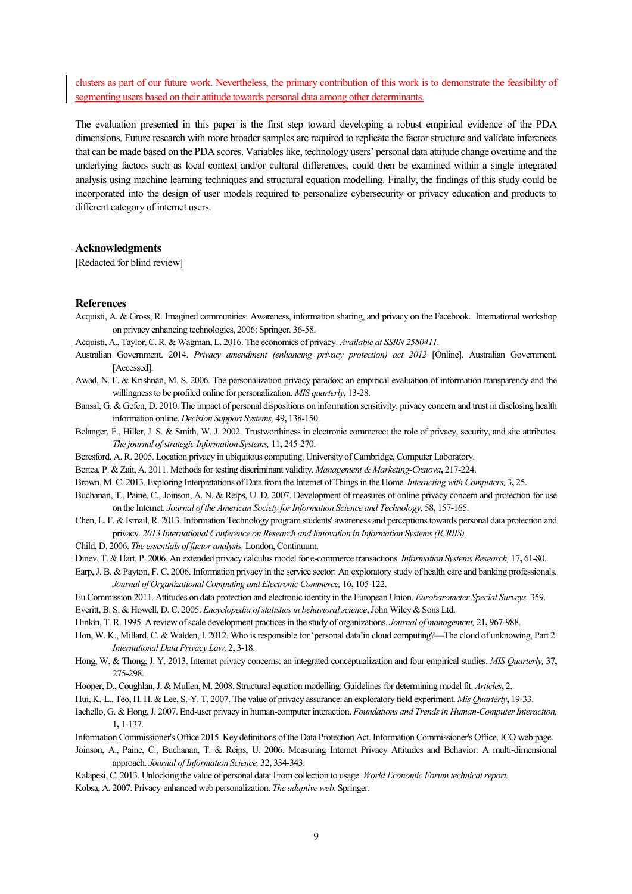clusters as part of our future work. Nevertheless, the primary contribution of this work is to demonstrate the feasibility of segmenting users based on their attitude towards personal data among other determinants.

The evaluation presented in this paper is the first step toward developing a robust empirical evidence of the PDA dimensions. Future research with more broader samples are required to replicate the factor structure and validate inferences that can be made based on the PDA scores. Variables like, technology users' personal data attitude change overtime and the underlying factors such as local context and/or cultural differences, could then be examined within a single integrated analysis using machine learning techniques and structural equation modelling. Finally, the findings of this study could be incorporated into the design of user models required to personalize cybersecurity or privacy education and products to different category of internet users.

## Acknowledgments

[Redacted for blind review]

## References

Acquisti, A. & Gross, R. Imagined communities: Awareness, information sharing, and privacy on the Facebook. International workshop on privacy enhancing technologies, 2006: Springer. 36-58.

Acquisti, A., Taylor, C. R. & Wagman, L. 2016. The economics of privacy. *Available at SSRN 2580411*.

Australian Government. 2014. *Privacy amendment (enhancing privacy protection) act 2012* [Online]. Australian Government. [Accessed].

Awad, N. F. & Krishnan, M. S. 2006. The personalization privacy paradox: an empirical evaluation of information transparency and the willingness to be profiled online for personalization. *MIS quarterly*, 13-28.

Bansal, G. & Gefen, D. 2010. The impact of personal dispositions on information sensitivity, privacy concern and trust in disclosing health information online. *Decision Support Systems,* 49**,** 138-150.

Belanger, F., Hiller, J. S. & Smith, W. J. 2002. Trustworthiness in electronic commerce: the role of privacy, security, and site attributes. *The journal of strategic Information Systems,* 11**,** 245-270.

Beresford, A. R. 2005. Location privacy in ubiquitous computing. University of Cambridge, Computer Laboratory.

Bertea, P. & Zait, A. 2011. Methods for testing discriminant validity. *Management & Marketing-Craiova***,** 217-224.

Brown, M. C. 2013. Exploring Interpretations of Data from the Internet of Things in the Home. *Interacting with Computers,* 3**,** 25.

Buchanan, T., Paine, C., Joinson, A. N. & Reips, U. D. 2007. Development of measures of online privacy concern and protection for use on the Internet. *Journal of the American Society for Information Science and Technology,* 58**,** 157-165.

Chen, L. F. & Ismail, R. 2013. Information Technology program students' awareness and perceptions towards personal data protection and privacy. *2013 International Conference on Research and Innovation in Information Systems (ICRIIS).*

Child, D. 2006. *The essentials of factor analysis,* London, Continuum.

Dinev, T. & Hart, P. 2006. An extended privacy calculus model for e-commerce transactions. *Information Systems Research,* 17**,** 61-80.

Earp, J. B. & Payton, F. C. 2006. Information privacy in the service sector: An exploratory study of health care and banking professionals. *Journal of Organizational Computing and Electronic Commerce,* 16**,** 105-122.

Eu Commission 2011. Attitudes on data protection and electronic identity in the European Union. *Eurobarometer Special Surveys,* 359.

Everitt, B. S. & Howell, D. C. 2005. *Encyclopedia of statistics in behavioral science*, John Wiley & Sons Ltd.

Hinkin, T. R. 1995. A review of scale development practices in the study of organizations. *Journal of management,* 21**,** 967-988.

Hon, W. K., Millard, C. & Walden, I. 2012. Who is responsible for 'personal data' in cloud computing?—The cloud of unknowing, Part 2. *International Data Privacy Law,* 2**,** 3-18.

Hong, W. & Thong, J. Y. 2013. Internet privacy concerns: an integrated conceptualization and four empirical studies. *MIS Quarterly,* 37**,** 275-298.

Hooper, D., Coughlan, J. & Mullen, M. 2008. Structural equation modelling: Guidelines for determining model fit. *Articles***,** 2.

Hui, K.-L., Teo, H. H. & Lee, S.-Y. T. 2007. The value of privacy assurance: an exploratory field experiment. *Mis Quarterly***,** 19-33.

Iachello, G. & Hong, J. 2007. End-user privacy in human-computer interaction. *Foundations and Trends in Human-Computer Interaction,* 1**,** 1-137.

Information Commissioner's Office 2015. Key definitions of the Data Protection Act. Information Commissioner's Office. ICO web page.

Joinson, A., Paine, C., Buchanan, T. & Reips, U. 2006. Measuring Internet Privacy Attitudes and Behavior: A multi-dimensional approach. *Journal of Information Science,* 32**,** 334-343.

Kalapesi, C. 2013. Unlocking the value of personal data: From collection to usage. *World Economic Forum technical report.*

Kobsa, A. 2007. Privacy-enhanced web personalization. *The adaptive web.* Springer.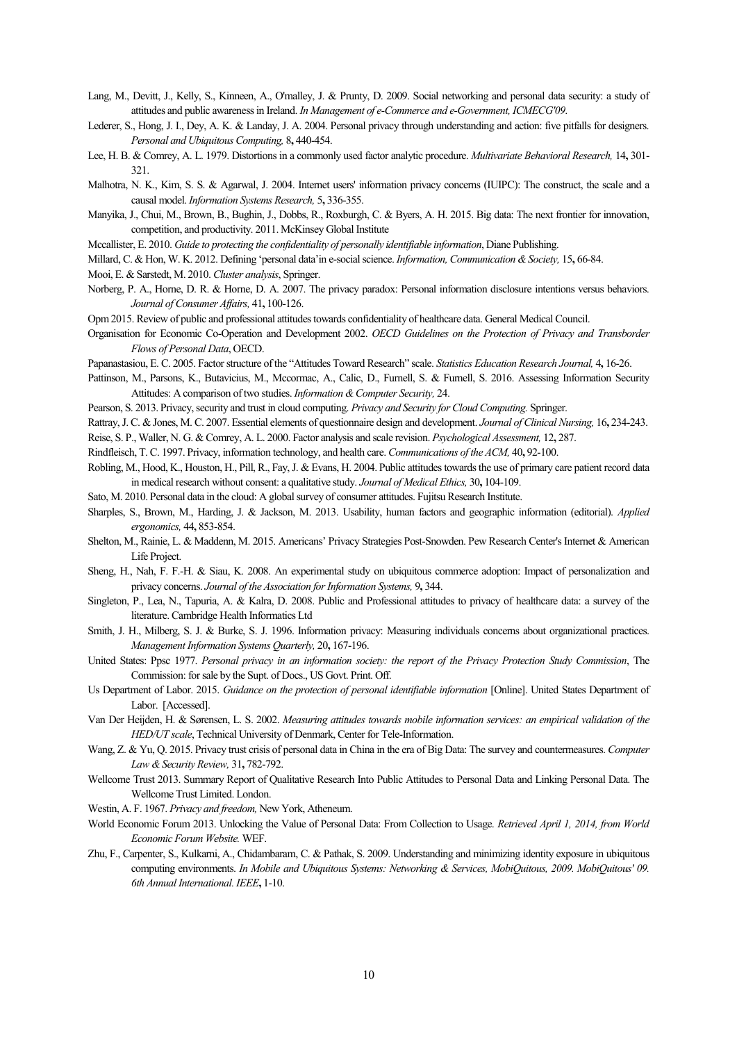Lang, M., Devitt, J., Kelly, S., Kinneen, A., O'malley, J. & Prunty, D. 2009. Social networking and personal data security: a study of attitudes and public awareness in Ireland. *In Management of e-Commerce and e-Government, ICMECG'09*.

Lederer, S., Hong, J. I., Dey, A. K. & Landay, J. A. 2004. Personal privacy through understanding and action: five pitfalls for designers. *Personal and Ubiquitous Computing,* 8**,** 440-454.

Lee, H. B. & Comrey, A. L. 1979. Distortions in a commonly used factor analytic procedure. *Multivariate Behavioral Research,* 14**,** 301-321.

Malhotra, N. K., Kim, S. S. & Agarwal, J. 2004. Internet users' information privacy concerns (IUIPC): The construct, the scale and a causal model. *Information Systems Research,* 5**,** 336-355.

Manyika, J., Chui, M., Brown, B., Bughin, J., Dobbs, R., Roxburgh, C. & Byers, A. H. 2015. Big data: The next frontier for innovation, competition, and productivity. 2011. McKinsey Global Institute

Mccallister, E. 2010. *Guide to protecting the confidentiality of personally identifiable information*, Diane Publishing.

Millard, C. & Hon, W. K. 2012. Defining 'personal data'in e-social science. *Information, Communication & Society,* 15**,** 66-84.

Mooi, E. & Sarstedt, M. 2010. *Cluster analysis*, Springer.

Norberg, P. A., Horne, D. R. & Horne, D. A. 2007. The privacy paradox: Personal information disclosure intentions versus behaviors. *Journal of Consumer Affairs,* 41**,** 100-126.

Opm 2015. Review of public and professional attitudes towards confidentiality of healthcare data. General Medical Council.

Organisation for Economic Co-Operation and Development 2002. *OECD Guidelines on the Protection of Privacy and Transborder Flows of Personal Data*, OECD.

Papanastasiou, E. C. 2005. Factor structure of the "Attitudes Toward Research" scale. *Statistics Education Research Journal,* 4**,** 16-26.

Pattinson, M., Parsons, K., Butavicius, M., Mccormac, A., Calic, D., Furnell, S. & Furnell, S. 2016. Assessing Information Security Attitudes: A comparison of two studies. *Information & Computer Security,* 24.

Pearson, S. 2013. Privacy, security and trust in cloud computing. *Privacy and Security for Cloud Computing.* Springer.

Rattray, J. C. & Jones, M. C. 2007. Essential elements of questionnaire design and development. *Journal of Clinical Nursing,* 16**,** 234-243.

Reise, S. P., Waller, N. G. & Comrey, A. L. 2000. Factor analysis and scale revision. *Psychological Assessment,* 12**,** 287.

Rindfleisch, T. C. 1997. Privacy, information technology, and health care. *Communications of the ACM,* 40**,** 92-100.

Robling, M., Hood, K., Houston, H., Pill, R., Fay, J. & Evans, H. 2004. Public attitudes towards the use of primary care patient record data in medical research without consent: a qualitative study. *Journal of Medical Ethics,* 30**,** 104-109.

Sato, M. 2010. Personal data in the cloud: A global survey of consumer attitudes. Fujitsu Research Institute.

Sharples, S., Brown, M., Harding, J. & Jackson, M. 2013. Usability, human factors and geographic information (editorial). *Applied ergonomics,* 44**,** 853-854.

Shelton, M., Rainie, L. & Maddenn, M. 2015. Americans' Privacy Strategies Post-Snowden. Pew Research Center's Internet & American Life Project.

Sheng, H., Nah, F. F.-H. & Siau, K. 2008. An experimental study on ubiquitous commerce adoption: Impact of personalization and privacy concerns. *Journal of the Association for Information Systems,* 9**,** 344.

Singleton, P., Lea, N., Tapuria, A. & Kalra, D. 2008. Public and Professional attitudes to privacy of healthcare data: a survey of the literature. Cambridge Health Informatics Ltd

Smith, J. H., Milberg, S. J. & Burke, S. J. 1996. Information privacy: Measuring individuals concerns about organizational practices. *Management Information Systems Quarterly,* 20**,** 167-196.

United States: Ppsc 1977. *Personal privacy in an information society: the report of the Privacy Protection Study Commission*, The Commission: for sale by the Supt. of Docs., US Govt. Print. Off.

Us Department of Labor. 2015. *Guidance on the protection of personal identifiable information* [Online]. United States Department of Labor. [Accessed].

Van Der Heijden, H. & Sørensen, L. S. 2002. *Measuring attitudes towards mobile information services: an empirical validation of the HED/UT scale*, Technical University of Denmark, Center for Tele-Information.

Wang, Z. & Yu, Q. 2015. Privacy trust crisis of personal data in China in the era of Big Data: The survey and countermeasures. *Computer Law & Security Review,* 31**,** 782-792.

Wellcome Trust 2013. Summary Report of Qualitative Research Into Public Attitudes to Personal Data and Linking Personal Data. The Wellcome Trust Limited. London.

Westin, A. F. 1967. *Privacy and freedom,* New York, Atheneum.

World Economic Forum 2013. Unlocking the Value of Personal Data: From Collection to Usage. *Retrieved April 1, 2014, from World Economic Forum Website.* WEF.

Zhu, F., Carpenter, S., Kulkarni, A., Chidambaram, C. & Pathak, S. 2009. Understanding and minimizing identity exposure in ubiquitous computing environments. *In Mobile and Ubiquitous Systems: Networking & Services, MobiQuitous, 2009. MobiQuitous' 09. 6th Annual International. IEEE***,** 1-10.